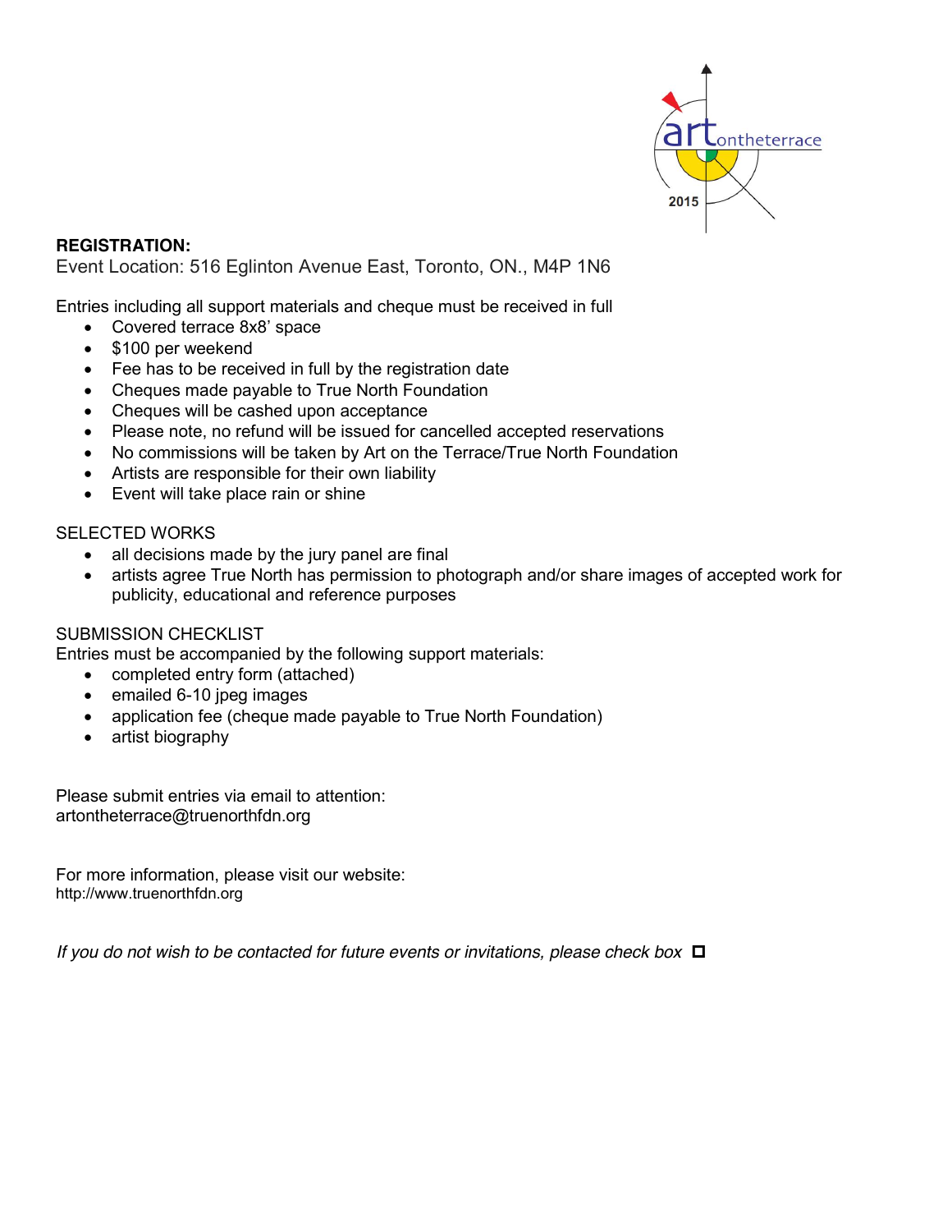artontheterrace 2015

**REGISTRATION:**

Event Location: 516 Eglinton Avenue East, Toronto, ON., M4P 1N6

Entries including all support materials and cheque must be received in full

- Covered terrace 8x8' space
- $100 per weekend
- Fee has to be received in full by the registration date
- Cheques made payable to True North Foundation
- Cheques will be cashed upon acceptance
- Please note, no refund will be issued for cancelled accepted reservations
- No commissions will be taken by Art on the Terrace/True North Foundation
- Artists are responsible for their own liability
- Event will take place rain or shine

SELECTED WORKS

- all decisions made by the jury panel are final
- artists agree True North has permission to photograph and/or share images of accepted work for publicity, educational and reference purposes

SUBMISSION CHECKLIST

Entries must be accompanied by the following support materials:

- completed entry form (attached)
- emailed 6-10 jpeg images
- application fee (cheque made payable to True North Foundation)
- artist biography

Please submit entries via email to attention:
artontheterrace@truenorthfdn.org

For more information, please visit our website:
http://www.truenorthfdn.org

*If you do not wish to be contacted for future events or invitations, please check box* ☐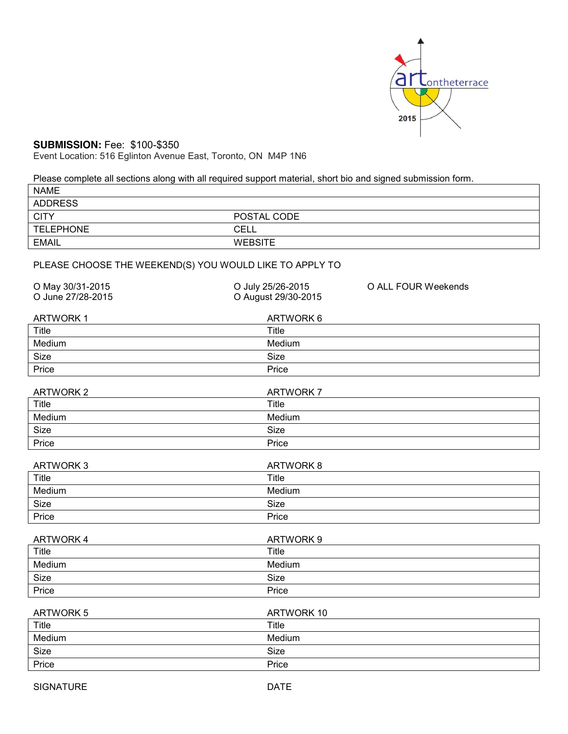artontheterrace
2015

**SUBMISSION:** Fee: $100-$350
Event Location: 516 Eglinton Avenue East, Toronto, ON M4P 1N6

Please complete all sections along with all required support material, short bio and signed submission form.

| | |
|---|---|
| NAME | |
| ADDRESS | |
| CITY | POSTAL CODE |
| TELEPHONE | CELL |
| EMAIL | WEBSITE |

PLEASE CHOOSE THE WEEKEND(S) YOU WOULD LIKE TO APPLY TO

O May 30/31-2015
O June 27/28-2015
O July 25/26-2015
O August 29/30-2015
O ALL FOUR Weekends

| ARTWORK 1 | ARTWORK 6 |
|---|---|
| Title | Title |
| Medium | Medium |
| Size | Size |
| Price | Price |

| ARTWORK 2 | ARTWORK 7 |
|---|---|
| Title | Title |
| Medium | Medium |
| Size | Size |
| Price | Price |

| ARTWORK 3 | ARTWORK 8 |
|---|---|
| Title | Title |
| Medium | Medium |
| Size | Size |
| Price | Price |

| ARTWORK 4 | ARTWORK 9 |
|---|---|
| Title | Title |
| Medium | Medium |
| Size | Size |
| Price | Price |

| ARTWORK 5 | ARTWORK 10 |
|---|---|
| Title | Title |
| Medium | Medium |
| Size | Size |
| Price | Price |

SIGNATURE

DATE